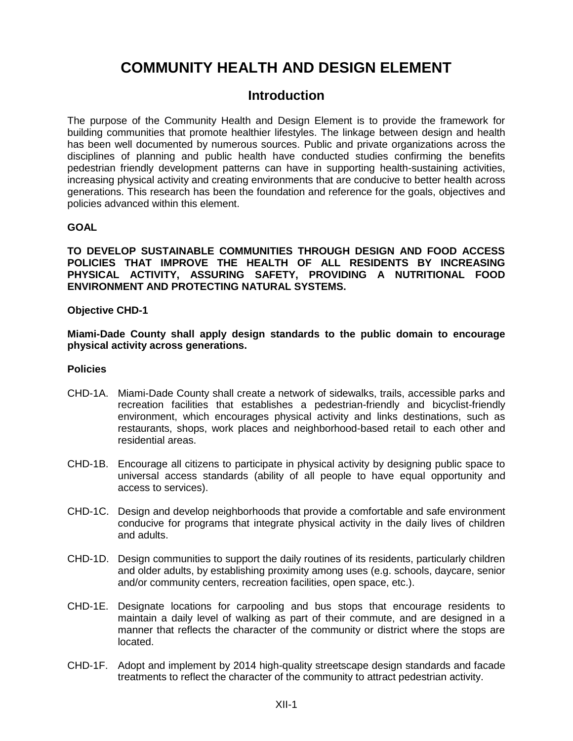# COMMUNITY HEALTH AND DESIGN ELEMENT

## Introduction

The purpose of the Community Health and Design Element is to provide the framework for building communities that promote healthier lifestyles. The linkage between design and health has been well documented by numerous sources. Public and private organizations across the disciplines of planning and public health have conducted studies confirming the benefits pedestrian friendly development patterns can have in supporting health-sustaining activities, increasing physical activity and creating environments that are conducive to better health across generations. This research has been the foundation and reference for the goals, objectives and policies advanced within this element.

**GOAL**

**TO DEVELOP SUSTAINABLE COMMUNITIES THROUGH DESIGN AND FOOD ACCESS POLICIES THAT IMPROVE THE HEALTH OF ALL RESIDENTS BY INCREASING PHYSICAL ACTIVITY, ASSURING SAFETY, PROVIDING A NUTRITIONAL FOOD ENVIRONMENT AND PROTECTING NATURAL SYSTEMS.**

**Objective CHD-1**

**Miami-Dade County shall apply design standards to the public domain to encourage physical activity across generations.**

**Policies**

CHD-1A. Miami-Dade County shall create a network of sidewalks, trails, accessible parks and recreation facilities that establishes a pedestrian-friendly and bicyclist-friendly environment, which encourages physical activity and links destinations, such as restaurants, shops, work places and neighborhood-based retail to each other and residential areas.

CHD-1B. Encourage all citizens to participate in physical activity by designing public space to universal access standards (ability of all people to have equal opportunity and access to services).

CHD-1C. Design and develop neighborhoods that provide a comfortable and safe environment conducive for programs that integrate physical activity in the daily lives of children and adults.

CHD-1D. Design communities to support the daily routines of its residents, particularly children and older adults, by establishing proximity among uses (e.g. schools, daycare, senior and/or community centers, recreation facilities, open space, etc.).

CHD-1E. Designate locations for carpooling and bus stops that encourage residents to maintain a daily level of walking as part of their commute, and are designed in a manner that reflects the character of the community or district where the stops are located.

CHD-1F. Adopt and implement by 2014 high-quality streetscape design standards and facade treatments to reflect the character of the community to attract pedestrian activity.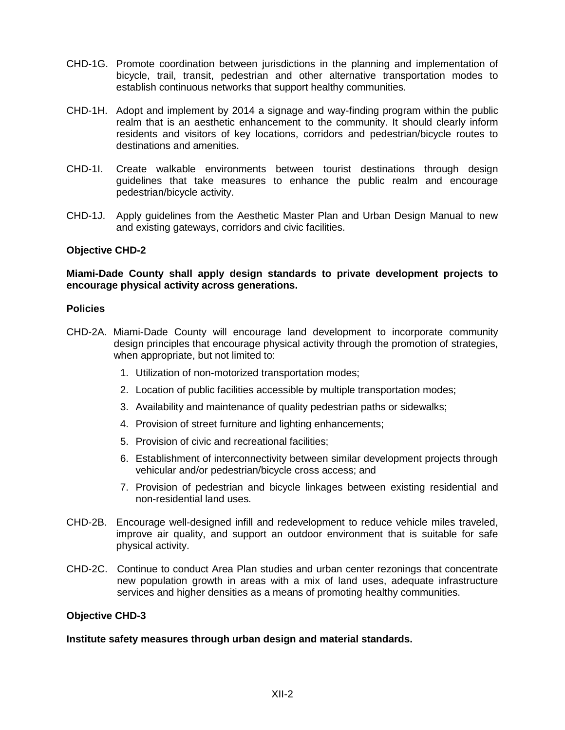CHD-1G. Promote coordination between jurisdictions in the planning and implementation of bicycle, trail, transit, pedestrian and other alternative transportation modes to establish continuous networks that support healthy communities.

CHD-1H. Adopt and implement by 2014 a signage and way-finding program within the public realm that is an aesthetic enhancement to the community. It should clearly inform residents and visitors of key locations, corridors and pedestrian/bicycle routes to destinations and amenities.

CHD-1I. Create walkable environments between tourist destinations through design guidelines that take measures to enhance the public realm and encourage pedestrian/bicycle activity.

CHD-1J. Apply guidelines from the Aesthetic Master Plan and Urban Design Manual to new and existing gateways, corridors and civic facilities.

**Objective CHD-2**

**Miami-Dade County shall apply design standards to private development projects to encourage physical activity across generations.**

**Policies**

CHD-2A. Miami-Dade County will encourage land development to incorporate community design principles that encourage physical activity through the promotion of strategies, when appropriate, but not limited to:

1. Utilization of non-motorized transportation modes;
2. Location of public facilities accessible by multiple transportation modes;
3. Availability and maintenance of quality pedestrian paths or sidewalks;
4. Provision of street furniture and lighting enhancements;
5. Provision of civic and recreational facilities;
6. Establishment of interconnectivity between similar development projects through vehicular and/or pedestrian/bicycle cross access; and
7. Provision of pedestrian and bicycle linkages between existing residential and non-residential land uses.

CHD-2B. Encourage well-designed infill and redevelopment to reduce vehicle miles traveled, improve air quality, and support an outdoor environment that is suitable for safe physical activity.

CHD-2C. Continue to conduct Area Plan studies and urban center rezonings that concentrate new population growth in areas with a mix of land uses, adequate infrastructure services and higher densities as a means of promoting healthy communities.

**Objective CHD-3**

**Institute safety measures through urban design and material standards.**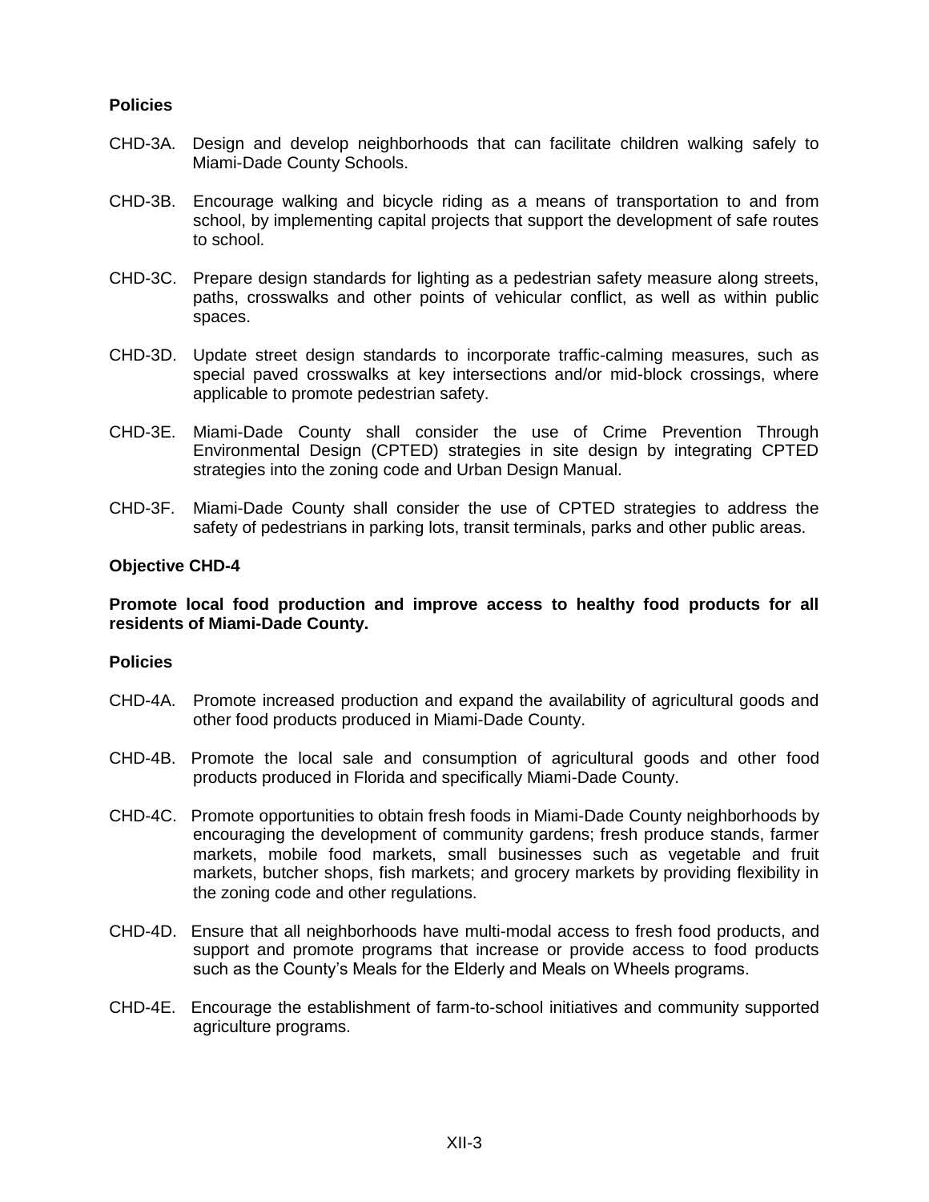**Policies**

CHD-3A. Design and develop neighborhoods that can facilitate children walking safely to Miami-Dade County Schools.

CHD-3B. Encourage walking and bicycle riding as a means of transportation to and from school, by implementing capital projects that support the development of safe routes to school.

CHD-3C. Prepare design standards for lighting as a pedestrian safety measure along streets, paths, crosswalks and other points of vehicular conflict, as well as within public spaces.

CHD-3D. Update street design standards to incorporate traffic-calming measures, such as special paved crosswalks at key intersections and/or mid-block crossings, where applicable to promote pedestrian safety.

CHD-3E. Miami-Dade County shall consider the use of Crime Prevention Through Environmental Design (CPTED) strategies in site design by integrating CPTED strategies into the zoning code and Urban Design Manual.

CHD-3F. Miami-Dade County shall consider the use of CPTED strategies to address the safety of pedestrians in parking lots, transit terminals, parks and other public areas.

**Objective CHD-4**

**Promote local food production and improve access to healthy food products for all residents of Miami-Dade County.**

**Policies**

CHD-4A. Promote increased production and expand the availability of agricultural goods and other food products produced in Miami-Dade County.

CHD-4B. Promote the local sale and consumption of agricultural goods and other food products produced in Florida and specifically Miami-Dade County.

CHD-4C. Promote opportunities to obtain fresh foods in Miami-Dade County neighborhoods by encouraging the development of community gardens; fresh produce stands, farmer markets, mobile food markets, small businesses such as vegetable and fruit markets, butcher shops, fish markets; and grocery markets by providing flexibility in the zoning code and other regulations.

CHD-4D. Ensure that all neighborhoods have multi-modal access to fresh food products, and support and promote programs that increase or provide access to food products such as the County's Meals for the Elderly and Meals on Wheels programs.

CHD-4E. Encourage the establishment of farm-to-school initiatives and community supported agriculture programs.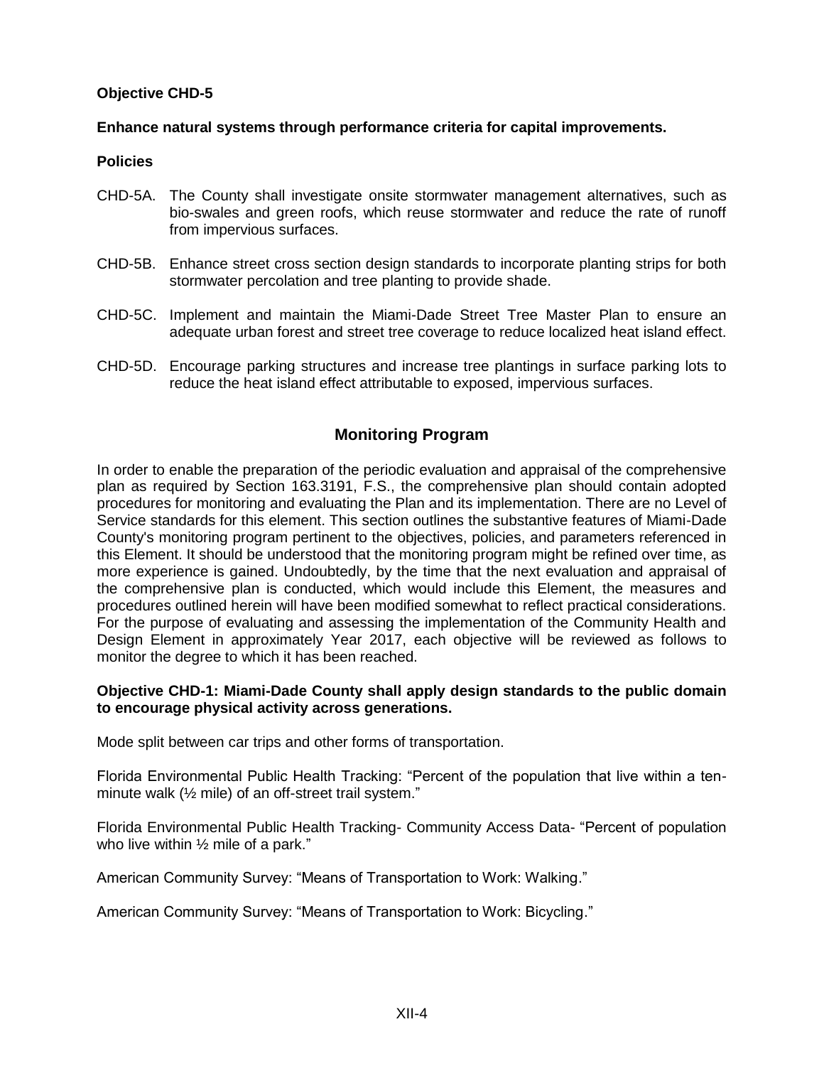**Objective CHD-5**

**Enhance natural systems through performance criteria for capital improvements.**

**Policies**

CHD-5A. The County shall investigate onsite stormwater management alternatives, such as bio-swales and green roofs, which reuse stormwater and reduce the rate of runoff from impervious surfaces.

CHD-5B. Enhance street cross section design standards to incorporate planting strips for both stormwater percolation and tree planting to provide shade.

CHD-5C. Implement and maintain the Miami-Dade Street Tree Master Plan to ensure an adequate urban forest and street tree coverage to reduce localized heat island effect.

CHD-5D. Encourage parking structures and increase tree plantings in surface parking lots to reduce the heat island effect attributable to exposed, impervious surfaces.

## Monitoring Program

In order to enable the preparation of the periodic evaluation and appraisal of the comprehensive plan as required by Section 163.3191, F.S., the comprehensive plan should contain adopted procedures for monitoring and evaluating the Plan and its implementation. There are no Level of Service standards for this element. This section outlines the substantive features of Miami-Dade County's monitoring program pertinent to the objectives, policies, and parameters referenced in this Element. It should be understood that the monitoring program might be refined over time, as more experience is gained. Undoubtedly, by the time that the next evaluation and appraisal of the comprehensive plan is conducted, which would include this Element, the measures and procedures outlined herein will have been modified somewhat to reflect practical considerations. For the purpose of evaluating and assessing the implementation of the Community Health and Design Element in approximately Year 2017, each objective will be reviewed as follows to monitor the degree to which it has been reached.

**Objective CHD-1: Miami-Dade County shall apply design standards to the public domain to encourage physical activity across generations.**

Mode split between car trips and other forms of transportation.

Florida Environmental Public Health Tracking: "Percent of the population that live within a ten-minute walk (½ mile) of an off-street trail system."

Florida Environmental Public Health Tracking- Community Access Data- "Percent of population who live within ½ mile of a park."

American Community Survey: "Means of Transportation to Work: Walking."

American Community Survey: "Means of Transportation to Work: Bicycling."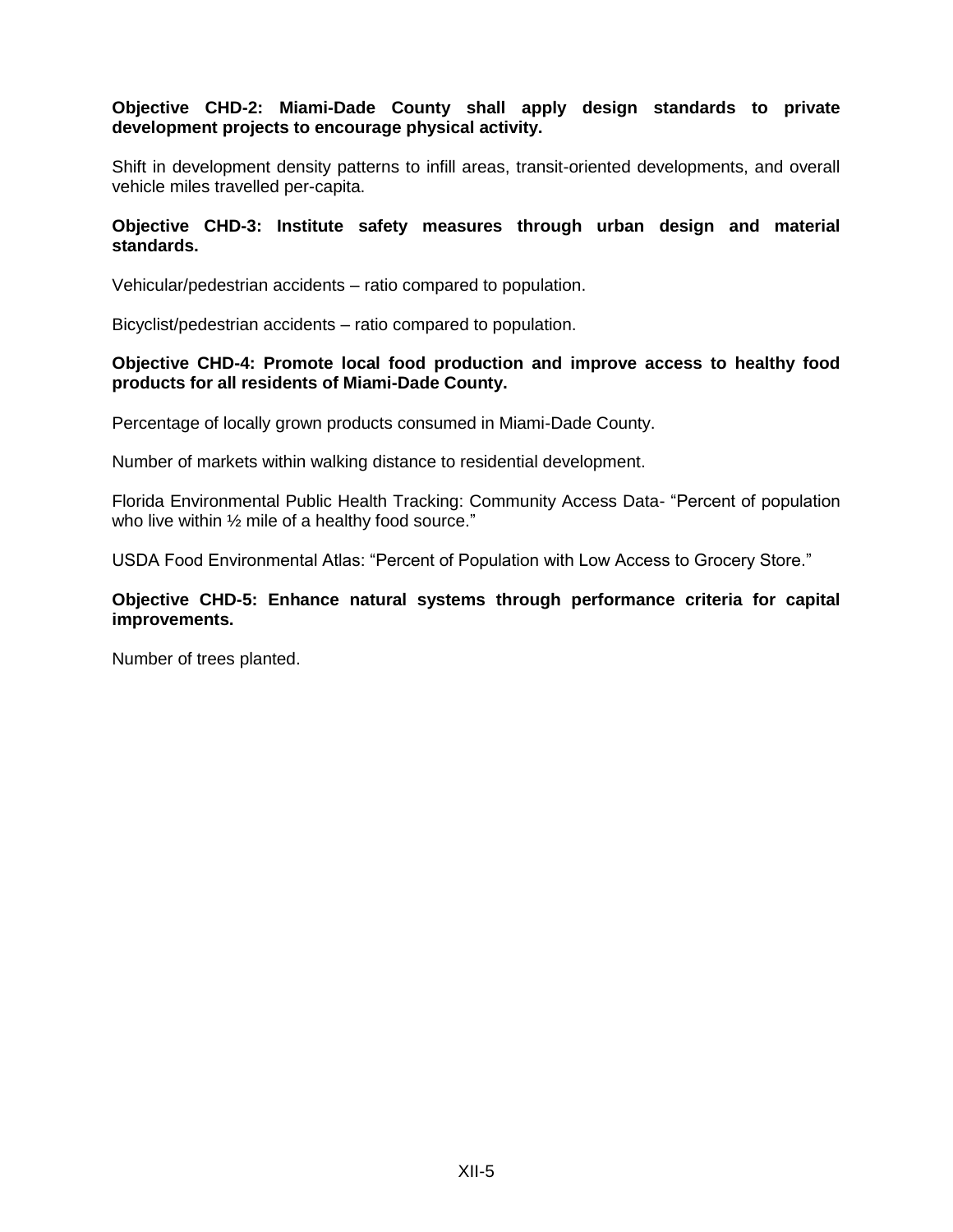**Objective CHD-2: Miami-Dade County shall apply design standards to private development projects to encourage physical activity.**

Shift in development density patterns to infill areas, transit-oriented developments, and overall vehicle miles travelled per-capita.

**Objective CHD-3: Institute safety measures through urban design and material standards.**

Vehicular/pedestrian accidents – ratio compared to population.

Bicyclist/pedestrian accidents – ratio compared to population.

**Objective CHD-4: Promote local food production and improve access to healthy food products for all residents of Miami-Dade County.**

Percentage of locally grown products consumed in Miami-Dade County.

Number of markets within walking distance to residential development.

Florida Environmental Public Health Tracking: Community Access Data- “Percent of population who live within ½ mile of a healthy food source.”

USDA Food Environmental Atlas: “Percent of Population with Low Access to Grocery Store.”

**Objective CHD-5: Enhance natural systems through performance criteria for capital improvements.**

Number of trees planted.